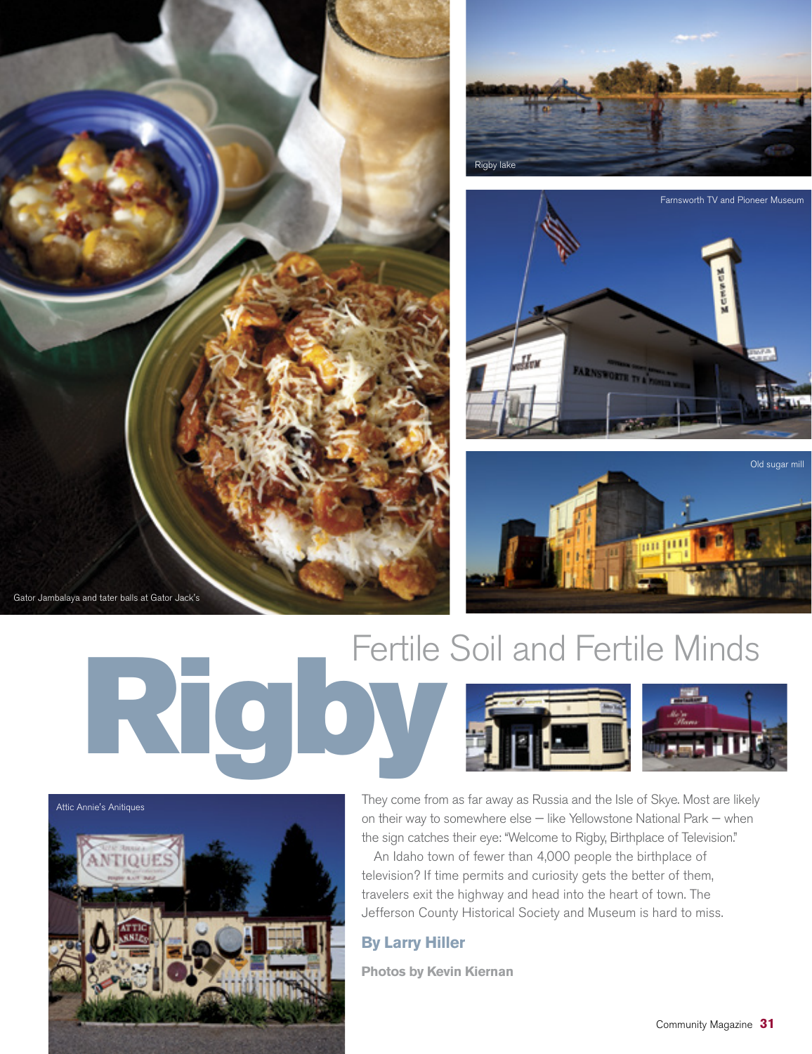Gator Jambalaya and tater balls at Gator Jack's

Rigby lake

Farnsworth TV and Pioneer Museum

Old sugar mill

# Rigby

## Fertile Soil and Fertile Minds

Attic Annie's Anitiques

They come from as far away as Russia and the Isle of Skye. Most are likely on their way to somewhere else — like Yellowstone National Park — when the sign catches their eye: "Welcome to Rigby, Birthplace of Television."

An Idaho town of fewer than 4,000 people the birthplace of television? If time permits and curiosity gets the better of them, travelers exit the highway and head into the heart of town. The Jefferson County Historical Society and Museum is hard to miss.

**By Larry Hiller**

**Photos by Kevin Kiernan**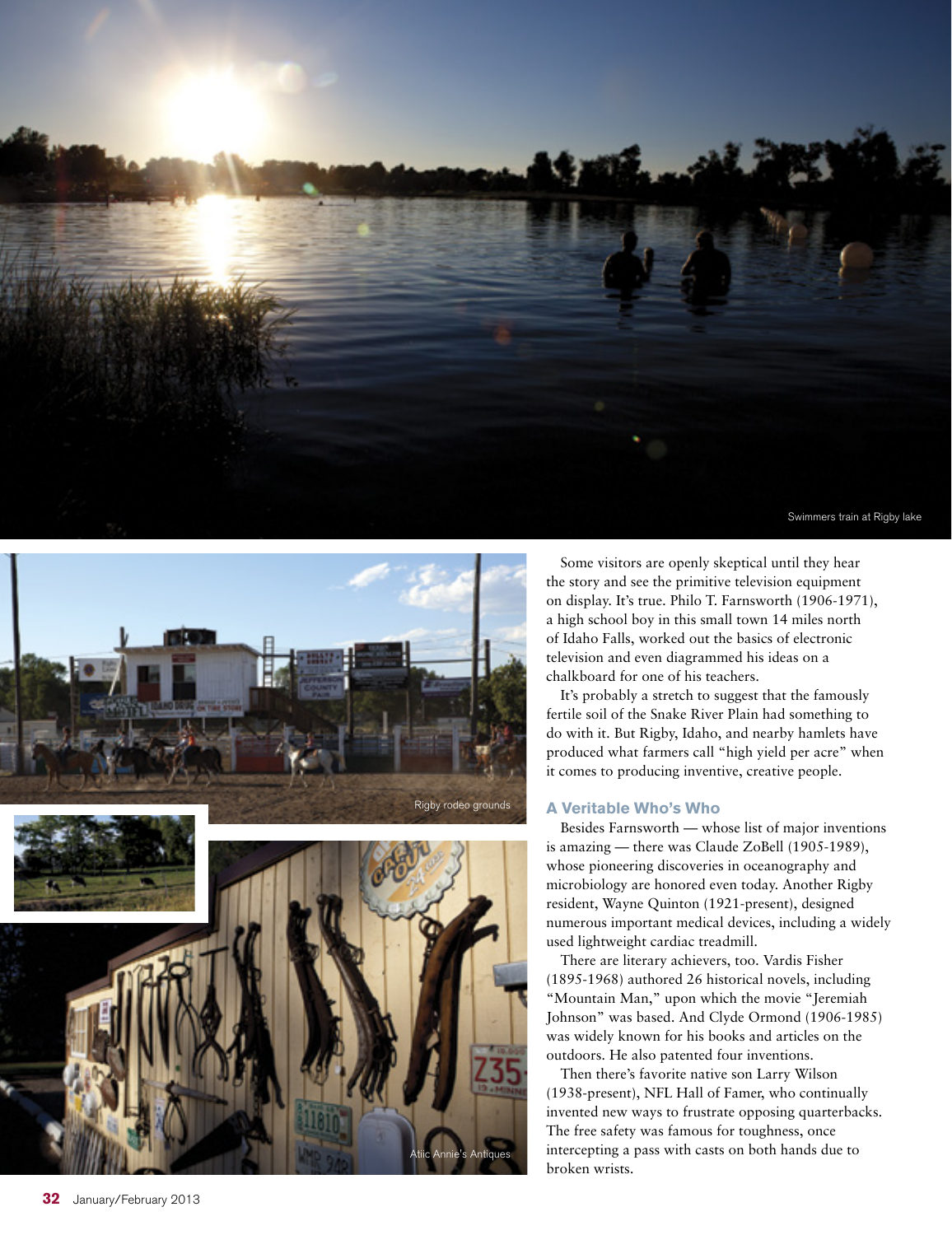Swimmers train at Rigby lake

Rigby rodeo grounds

Atiic Annie's Antiques

Some visitors are openly skeptical until they hear the story and see the primitive television equipment on display. It's true. Philo T. Farnsworth (1906-1971), a high school boy in this small town 14 miles north of Idaho Falls, worked out the basics of electronic television and even diagrammed his ideas on a chalkboard for one of his teachers.

It's probably a stretch to suggest that the famously fertile soil of the Snake River Plain had something to do with it. But Rigby, Idaho, and nearby hamlets have produced what farmers call "high yield per acre" when it comes to producing inventive, creative people.

### A Veritable Who's Who

Besides Farnsworth — whose list of major inventions is amazing — there was Claude ZoBell (1905-1989), whose pioneering discoveries in oceanography and microbiology are honored even today. Another Rigby resident, Wayne Quinton (1921-present), designed numerous important medical devices, including a widely used lightweight cardiac treadmill.

There are literary achievers, too. Vardis Fisher (1895-1968) authored 26 historical novels, including "Mountain Man," upon which the movie "Jeremiah Johnson" was based. And Clyde Ormond (1906-1985) was widely known for his books and articles on the outdoors. He also patented four inventions.

Then there's favorite native son Larry Wilson (1938-present), NFL Hall of Famer, who continually invented new ways to frustrate opposing quarterbacks. The free safety was famous for toughness, once intercepting a pass with casts on both hands due to broken wrists.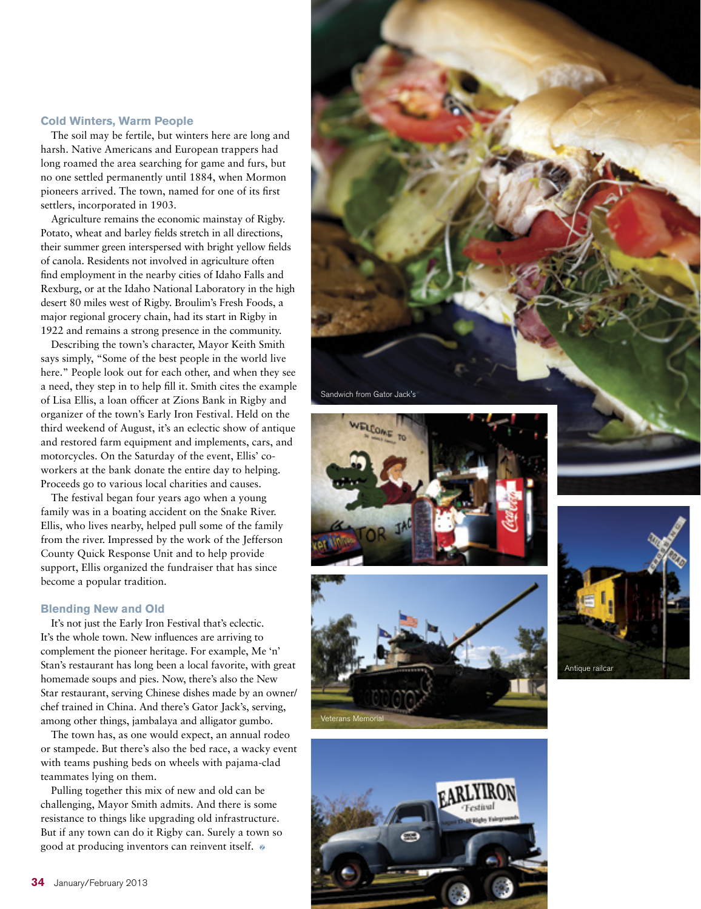## Cold Winters, Warm People

The soil may be fertile, but winters here are long and harsh. Native Americans and European trappers had long roamed the area searching for game and furs, but no one settled permanently until 1884, when Mormon pioneers arrived. The town, named for one of its first settlers, incorporated in 1903.

Agriculture remains the economic mainstay of Rigby. Potato, wheat and barley fields stretch in all directions, their summer green interspersed with bright yellow fields of canola. Residents not involved in agriculture often find employment in the nearby cities of Idaho Falls and Rexburg, or at the Idaho National Laboratory in the high desert 80 miles west of Rigby. Broulim's Fresh Foods, a major regional grocery chain, had its start in Rigby in 1922 and remains a strong presence in the community.

Describing the town's character, Mayor Keith Smith says simply, "Some of the best people in the world live here." People look out for each other, and when they see a need, they step in to help fill it. Smith cites the example of Lisa Ellis, a loan officer at Zions Bank in Rigby and organizer of the town's Early Iron Festival. Held on the third weekend of August, it's an eclectic show of antique and restored farm equipment and implements, cars, and motorcycles. On the Saturday of the event, Ellis' co-workers at the bank donate the entire day to helping. Proceeds go to various local charities and causes.

The festival began four years ago when a young family was in a boating accident on the Snake River. Ellis, who lives nearby, helped pull some of the family from the river. Impressed by the work of the Jefferson County Quick Response Unit and to help provide support, Ellis organized the fundraiser that has since become a popular tradition.

## Blending New and Old

It's not just the Early Iron Festival that's eclectic. It's the whole town. New influences are arriving to complement the pioneer heritage. For example, Me 'n' Stan's restaurant has long been a local favorite, with great homemade soups and pies. Now, there's also the New Star restaurant, serving Chinese dishes made by an owner/chef trained in China. And there's Gator Jack's, serving, among other things, jambalaya and alligator gumbo.

The town has, as one would expect, an annual rodeo or stampede. But there's also the bed race, a wacky event with teams pushing beds on wheels with pajama-clad teammates lying on them.

Pulling together this mix of new and old can be challenging, Mayor Smith admits. And there is some resistance to things like upgrading old infrastructure. But if any town can do it Rigby can. Surely a town so good at producing inventors can reinvent itself.

Sandwich from Gator Jack's

Veterans Memorial

Antique railcar